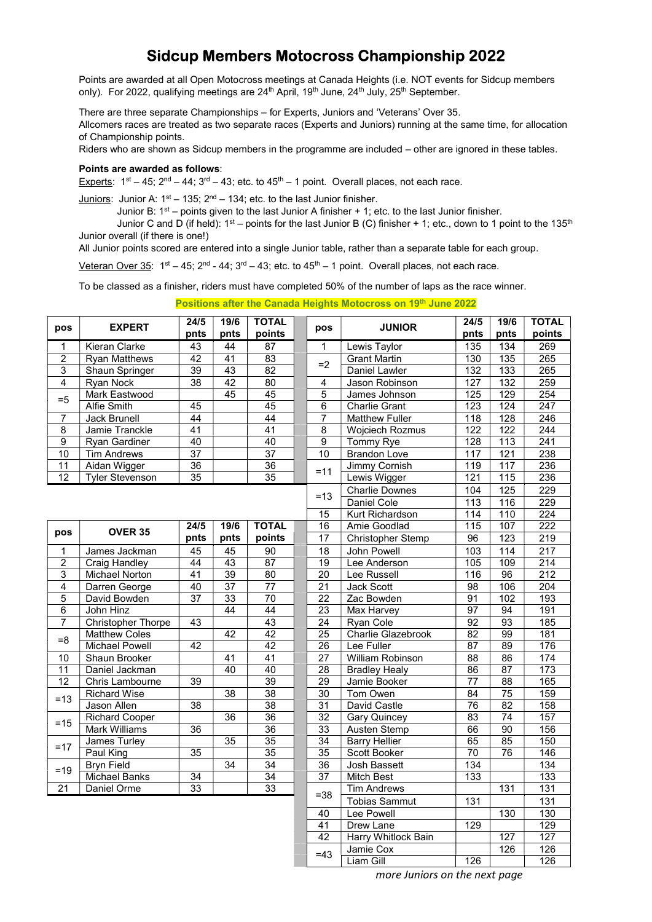# Sidcup Members Motocross Championship 2022

Points are awarded at all Open Motocross meetings at Canada Heights (i.e. NOT events for Sidcup members only). For 2022, qualifying meetings are 24th April, 19th June, 24th July, 25th September.

There are three separate Championships – for Experts, Juniors and 'Veterans' Over 35.
Allcomers races are treated as two separate races (Experts and Juniors) running at the same time, for allocation of Championship points.
Riders who are shown as Sidcup members in the programme are included – other are ignored in these tables.

**Points are awarded as follows**:

Experts: 1st – 45; 2nd – 44; 3rd – 43; etc. to 45th – 1 point. Overall places, not each race.

Juniors: Junior A: 1st – 135; 2nd – 134; etc. to the last Junior finisher.
Junior B: 1st – points given to the last Junior A finisher + 1; etc. to the last Junior finisher.
Junior C and D (if held): 1st – points for the last Junior B (C) finisher + 1; etc., down to 1 point to the 135th Junior overall (if there is one!)
All Junior points scored are entered into a single Junior table, rather than a separate table for each group.

Veteran Over 35: 1st – 45; 2nd - 44; 3rd – 43; etc. to 45th – 1 point. Overall places, not each race.

To be classed as a finisher, riders must have completed 50% of the number of laps as the race winner.

**Positions after the Canada Heights Motocross on 19th June 2022**

| pos | EXPERT | 24/5 pnts | 19/6 pnts | TOTAL points |
|---|---|---|---|---|
| 1 | Kieran Clarke | 43 | 44 | 87 |
| 2 | Ryan Matthews | 42 | 41 | 83 |
| 3 | Shaun Springer | 39 | 43 | 82 |
| 4 | Ryan Nock | 38 | 42 | 80 |
| =5 | Mark Eastwood | | 45 | 45 |
| | Alfie Smith | 45 | | 45 |
| 7 | Jack Brunell | 44 | | 44 |
| 8 | Jamie Tranckle | 41 | | 41 |
| 9 | Ryan Gardiner | 40 | | 40 |
| 10 | Tim Andrews | 37 | | 37 |
| 11 | Aidan Wigger | 36 | | 36 |
| 12 | Tyler Stevenson | 35 | | 35 |

| pos | OVER 35 | 24/5 pnts | 19/6 pnts | TOTAL points |
|---|---|---|---|---|
| 1 | James Jackman | 45 | 45 | 90 |
| 2 | Craig Handley | 44 | 43 | 87 |
| 3 | Michael Norton | 41 | 39 | 80 |
| 4 | Darren George | 40 | 37 | 77 |
| 5 | David Bowden | 37 | 33 | 70 |
| 6 | John Hinz | | 44 | 44 |
| 7 | Christopher Thorpe | 43 | | 43 |
| =8 | Matthew Coles | | 42 | 42 |
| | Michael Powell | 42 | | 42 |
| 10 | Shaun Brooker | | 41 | 41 |
| 11 | Daniel Jackman | | 40 | 40 |
| 12 | Chris Lambourne | 39 | | 39 |
| =13 | Richard Wise | | 38 | 38 |
| | Jason Allen | 38 | | 38 |
| =15 | Richard Cooper | | 36 | 36 |
| | Mark Williams | 36 | | 36 |
| =17 | James Turley | | 35 | 35 |
| | Paul King | 35 | | 35 |
| =19 | Bryn Field | | 34 | 34 |
| | Michael Banks | 34 | | 34 |
| 21 | Daniel Orme | 33 | | 33 |

| pos | JUNIOR | 24/5 pnts | 19/6 pnts | TOTAL points |
|---|---|---|---|---|
| 1 | Lewis Taylor | 135 | 134 | 269 |
| =2 | Grant Martin | 130 | 135 | 265 |
| | Daniel Lawler | 132 | 133 | 265 |
| 4 | Jason Robinson | 127 | 132 | 259 |
| 5 | James Johnson | 125 | 129 | 254 |
| 6 | Charlie Grant | 123 | 124 | 247 |
| 7 | Matthew Fuller | 118 | 128 | 246 |
| 8 | Wojciech Rozmus | 122 | 122 | 244 |
| 9 | Tommy Rye | 128 | 113 | 241 |
| 10 | Brandon Love | 117 | 121 | 238 |
| =11 | Jimmy Cornish | 119 | 117 | 236 |
| | Lewis Wigger | 121 | 115 | 236 |
| =13 | Charlie Downes | 104 | 125 | 229 |
| | Daniel Cole | 113 | 116 | 229 |
| 15 | Kurt Richardson | 114 | 110 | 224 |
| 16 | Amie Goodlad | 115 | 107 | 222 |
| 17 | Christopher Stemp | 96 | 123 | 219 |
| 18 | John Powell | 103 | 114 | 217 |
| 19 | Lee Anderson | 105 | 109 | 214 |
| 20 | Lee Russell | 116 | 96 | 212 |
| 21 | Jack Scott | 98 | 106 | 204 |
| 22 | Zac Bowden | 91 | 102 | 193 |
| 23 | Max Harvey | 97 | 94 | 191 |
| 24 | Ryan Cole | 92 | 93 | 185 |
| 25 | Charlie Glazebrook | 82 | 99 | 181 |
| 26 | Lee Fuller | 87 | 89 | 176 |
| 27 | William Robinson | 88 | 86 | 174 |
| 28 | Bradley Healy | 86 | 87 | 173 |
| 29 | Jamie Booker | 77 | 88 | 165 |
| 30 | Tom Owen | 84 | 75 | 159 |
| 31 | David Castle | 76 | 82 | 158 |
| 32 | Gary Quincey | 83 | 74 | 157 |
| 33 | Austen Stemp | 66 | 90 | 156 |
| 34 | Barry Hellier | 65 | 85 | 150 |
| 35 | Scott Booker | 70 | 76 | 146 |
| 36 | Josh Bassett | 134 | | 134 |
| 37 | Mitch Best | 133 | | 133 |
| =38 | Tim Andrews | | 131 | 131 |
| | Tobias Sammut | 131 | | 131 |
| 40 | Lee Powell | | 130 | 130 |
| 41 | Drew Lane | 129 | | 129 |
| 42 | Harry Whitlock Bain | | 127 | 127 |
| =43 | Jamie Cox | | 126 | 126 |
| | Liam Gill | 126 | | 126 |

*more Juniors on the next page*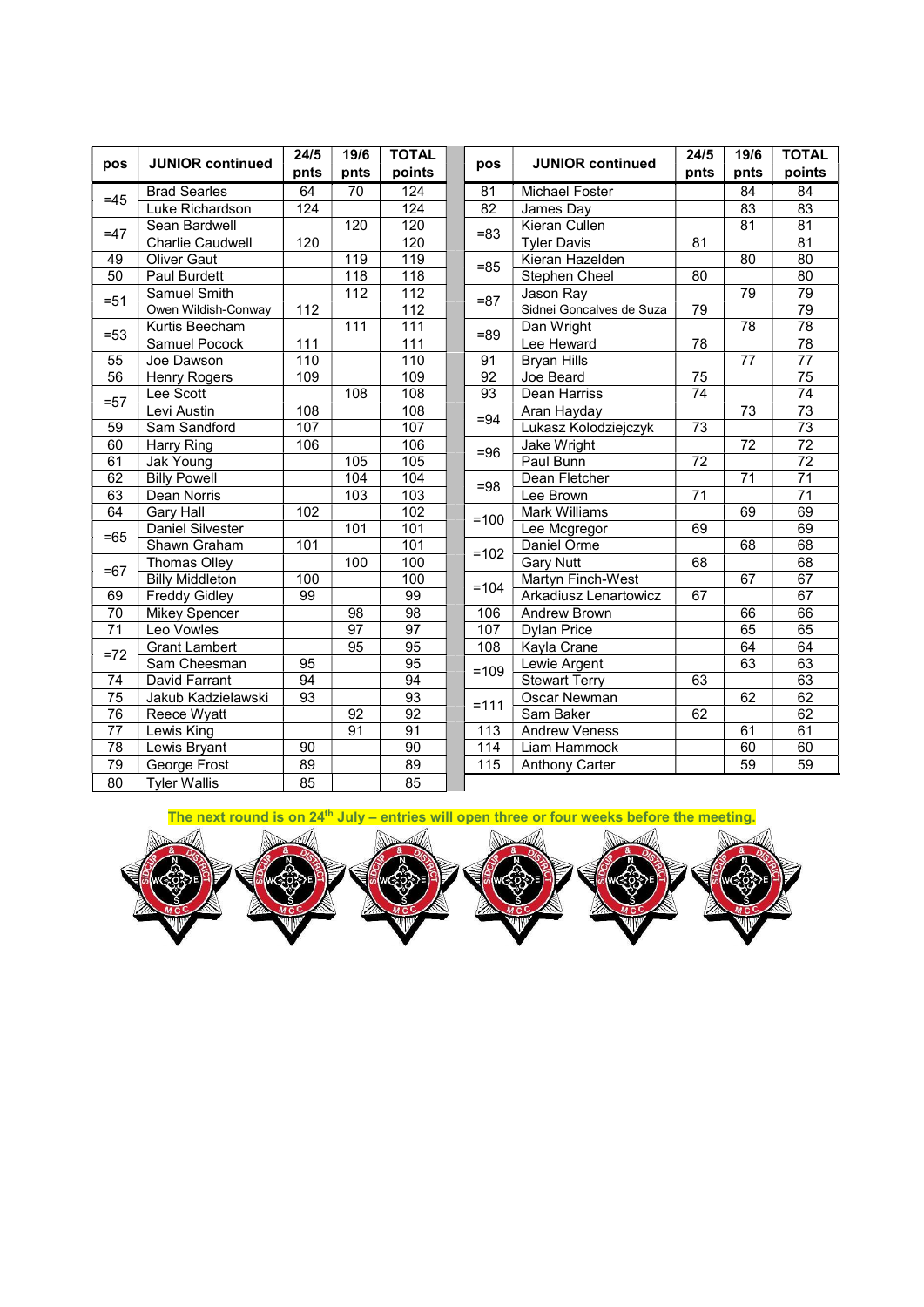| pos | JUNIOR continued | 24/5 pnts | 19/6 pnts | TOTAL points |
|---|---|---|---|---|
| =45 | Brad Searles | 64 | 70 | 124 |
| | Luke Richardson | 124 | | 124 |
| =47 | Sean Bardwell | | 120 | 120 |
| | Charlie Caudwell | 120 | | 120 |
| 49 | Oliver Gaut | | 119 | 119 |
| 50 | Paul Burdett | | 118 | 118 |
| =51 | Samuel Smith | | 112 | 112 |
| | Owen Wildish-Conway | 112 | | 112 |
| =53 | Kurtis Beecham | | 111 | 111 |
| | Samuel Pocock | 111 | | 111 |
| 55 | Joe Dawson | 110 | | 110 |
| 56 | Henry Rogers | 109 | | 109 |
| =57 | Lee Scott | | 108 | 108 |
| | Levi Austin | 108 | | 108 |
| 59 | Sam Sandford | 107 | | 107 |
| 60 | Harry Ring | 106 | | 106 |
| 61 | Jak Young | | 105 | 105 |
| 62 | Billy Powell | | 104 | 104 |
| 63 | Dean Norris | | 103 | 103 |
| 64 | Gary Hall | 102 | | 102 |
| =65 | Daniel Silvester | | 101 | 101 |
| | Shawn Graham | 101 | | 101 |
| =67 | Thomas Olley | | 100 | 100 |
| | Billy Middleton | 100 | | 100 |
| 69 | Freddy Gidley | 99 | | 99 |
| 70 | Mikey Spencer | | 98 | 98 |
| 71 | Leo Vowles | | 97 | 97 |
| =72 | Grant Lambert | | 95 | 95 |
| | Sam Cheesman | 95 | | 95 |
| 74 | David Farrant | 94 | | 94 |
| 75 | Jakub Kadzielawski | 93 | | 93 |
| 76 | Reece Wyatt | | 92 | 92 |
| 77 | Lewis King | | 91 | 91 |
| 78 | Lewis Bryant | 90 | | 90 |
| 79 | George Frost | 89 | | 89 |
| 80 | Tyler Wallis | 85 | | 85 |

| pos | JUNIOR continued | 24/5 pnts | 19/6 pnts | TOTAL points |
|---|---|---|---|---|
| 81 | Michael Foster | | 84 | 84 |
| 82 | James Day | | 83 | 83 |
| =83 | Kieran Cullen | | 81 | 81 |
| | Tyler Davis | 81 | | 81 |
| =85 | Kieran Hazelden | | 80 | 80 |
| | Stephen Cheel | 80 | | 80 |
| =87 | Jason Ray | | 79 | 79 |
| | Sidnei Goncalves de Suza | 79 | | 79 |
| =89 | Dan Wright | | 78 | 78 |
| | Lee Heward | 78 | | 78 |
| 91 | Bryan Hills | | 77 | 77 |
| 92 | Joe Beard | 75 | | 75 |
| 93 | Dean Harriss | 74 | | 74 |
| =94 | Aran Hayday | | 73 | 73 |
| | Lukasz Kolodziejczyk | 73 | | 73 |
| =96 | Jake Wright | | 72 | 72 |
| | Paul Bunn | 72 | | 72 |
| =98 | Dean Fletcher | | 71 | 71 |
| | Lee Brown | 71 | | 71 |
| =100 | Mark Williams | | 69 | 69 |
| | Lee Mcgregor | 69 | | 69 |
| =102 | Daniel Orme | | 68 | 68 |
| | Gary Nutt | 68 | | 68 |
| =104 | Martyn Finch-West | | 67 | 67 |
| | Arkadiusz Lenartowicz | 67 | | 67 |
| 106 | Andrew Brown | | 66 | 66 |
| 107 | Dylan Price | | 65 | 65 |
| 108 | Kayla Crane | | 64 | 64 |
| =109 | Lewie Argent | | 63 | 63 |
| | Stewart Terry | 63 | | 63 |
| =111 | Oscar Newman | | 62 | 62 |
| | Sam Baker | 62 | | 62 |
| 113 | Andrew Veness | | 61 | 61 |
| 114 | Liam Hammock | | 60 | 60 |
| 115 | Anthony Carter | | 59 | 59 |

**The next round is on 24th July – entries will open three or four weeks before the meeting.**